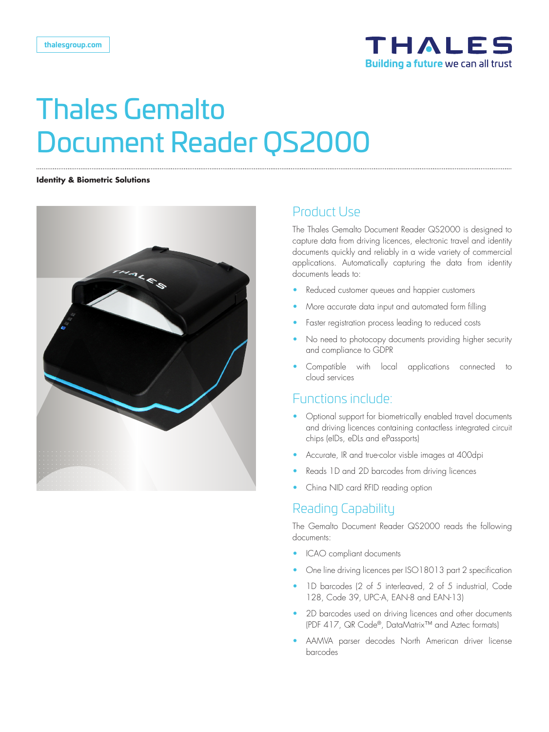thalesgroup.com

THALES
Building a future we can all trust

# Thales Gemalto Document Reader QS2000

**Identity & Biometric Solutions**

## Product Use

The Thales Gemalto Document Reader QS2000 is designed to capture data from driving licences, electronic travel and identity documents quickly and reliably in a wide variety of commercial applications. Automatically capturing the data from identity documents leads to:

- Reduced customer queues and happier customers
- More accurate data input and automated form filling
- Faster registration process leading to reduced costs
- No need to photocopy documents providing higher security and compliance to GDPR
- Compatible with local applications connected to cloud services

## Functions include:

- Optional support for biometrically enabled travel documents and driving licences containing contactless integrated circuit chips (eIDs, eDLs and ePassports)
- Accurate, IR and true-color visble images at 400dpi
- Reads 1D and 2D barcodes from driving licences
- China NID card RFID reading option

## Reading Capability

The Gemalto Document Reader QS2000 reads the following documents:

- ICAO compliant documents
- One line driving licences per ISO18013 part 2 specification
- 1D barcodes (2 of 5 interleaved, 2 of 5 industrial, Code 128, Code 39, UPC-A, EAN-8 and EAN-13)
- 2D barcodes used on driving licences and other documents (PDF 417, QR Code®, DataMatrix™ and Aztec formats)
- AAMVA parser decodes North American driver license barcodes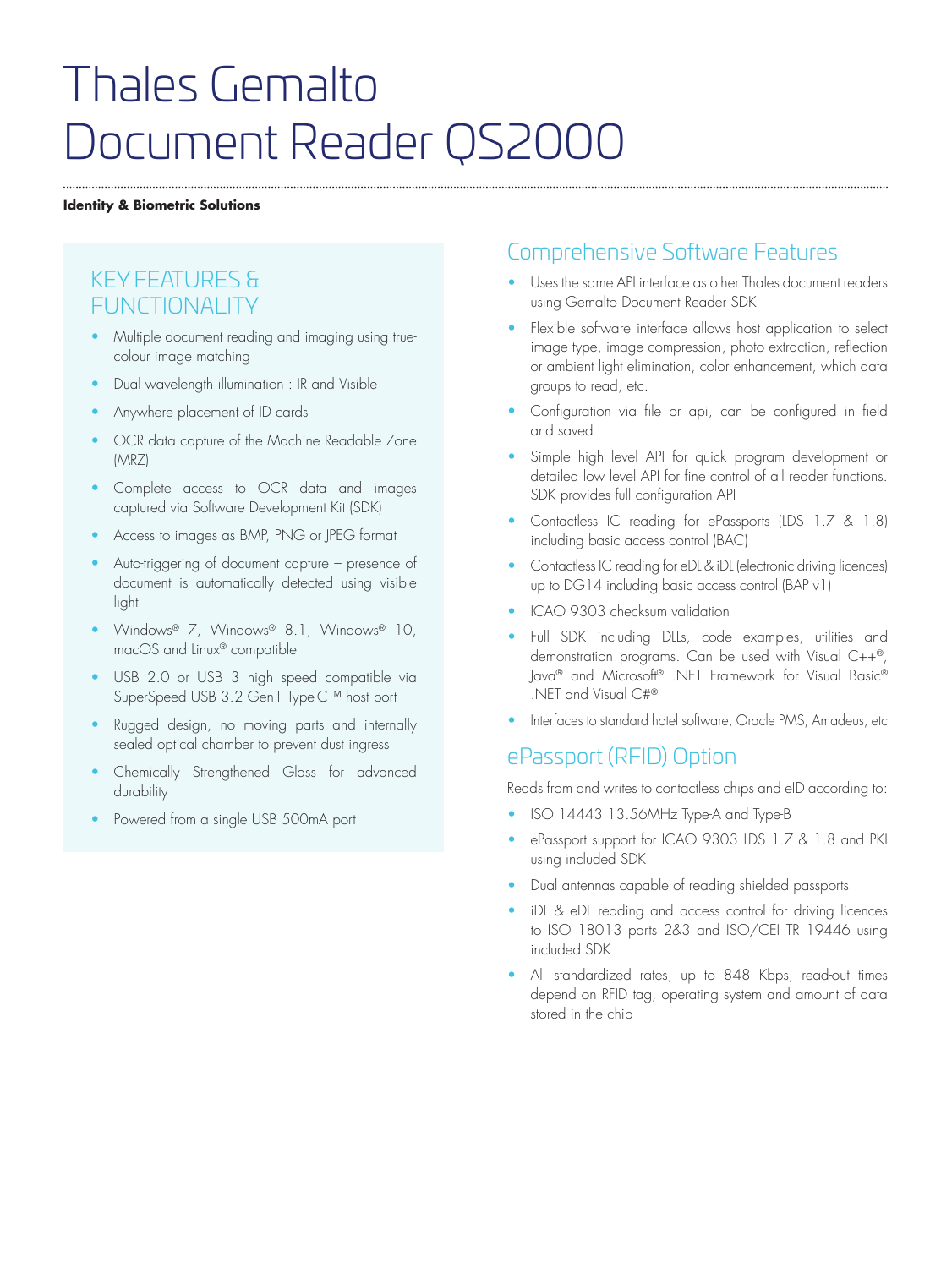# Thales Gemalto Document Reader QS2000

**Identity & Biometric Solutions**

## KEY FEATURES & FUNCTIONALITY

- Multiple document reading and imaging using true-colour image matching
- Dual wavelength illumination : IR and Visible
- Anywhere placement of ID cards
- OCR data capture of the Machine Readable Zone (MRZ)
- Complete access to OCR data and images captured via Software Development Kit (SDK)
- Access to images as BMP, PNG or JPEG format
- Auto-triggering of document capture – presence of document is automatically detected using visible light
- Windows® 7, Windows® 8.1, Windows® 10, macOS and Linux® compatible
- USB 2.0 or USB 3 high speed compatible via SuperSpeed USB 3.2 Gen1 Type-C™ host port
- Rugged design, no moving parts and internally sealed optical chamber to prevent dust ingress
- Chemically Strengthened Glass for advanced durability
- Powered from a single USB 500mA port

## Comprehensive Software Features

- Uses the same API interface as other Thales document readers using Gemalto Document Reader SDK
- Flexible software interface allows host application to select image type, image compression, photo extraction, reflection or ambient light elimination, color enhancement, which data groups to read, etc.
- Configuration via file or api, can be configured in field and saved
- Simple high level API for quick program development or detailed low level API for fine control of all reader functions. SDK provides full configuration API
- Contactless IC reading for ePassports (LDS 1.7 & 1.8) including basic access control (BAC)
- Contactless IC reading for eDL & iDL (electronic driving licences) up to DG14 including basic access control (BAP v1)
- ICAO 9303 checksum validation
- Full SDK including DLLs, code examples, utilities and demonstration programs. Can be used with Visual C++®, Java® and Microsoft® .NET Framework for Visual Basic® .NET and Visual C#®
- Interfaces to standard hotel software, Oracle PMS, Amadeus, etc

## ePassport (RFID) Option

Reads from and writes to contactless chips and eID according to:

- ISO 14443 13.56MHz Type-A and Type-B
- ePassport support for ICAO 9303 LDS 1.7 & 1.8 and PKI using included SDK
- Dual antennas capable of reading shielded passports
- iDL & eDL reading and access control for driving licences to ISO 18013 parts 2&3 and ISO/CEI TR 19446 using included SDK
- All standardized rates, up to 848 Kbps, read-out times depend on RFID tag, operating system and amount of data stored in the chip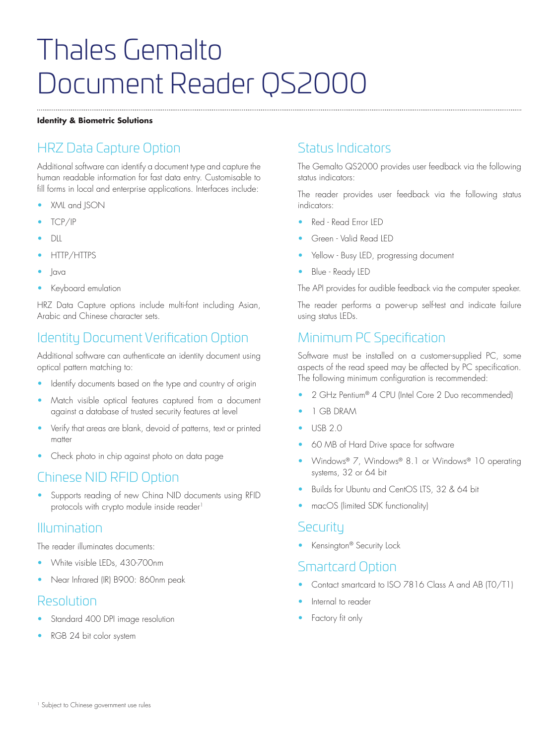# Thales Gemalto Document Reader QS2000

**Identity & Biometric Solutions**

## HRZ Data Capture Option

Additional software can identify a document type and capture the human readable information for fast data entry. Customisable to fill forms in local and enterprise applications. Interfaces include:

- XML and JSON
- TCP/IP
- DLL
- HTTP/HTTPS
- Java
- Keyboard emulation

HRZ Data Capture options include multi-font including Asian, Arabic and Chinese character sets.

## Identity Document Verification Option

Additional software can authenticate an identity document using optical pattern matching to:

- Identify documents based on the type and country of origin
- Match visible optical features captured from a document against a database of trusted security features at level
- Verify that areas are blank, devoid of patterns, text or printed matter
- Check photo in chip against photo on data page

## Chinese NID RFID Option

- Supports reading of new China NID documents using RFID protocols with crypto module inside reader[1]

## Illumination

The reader illuminates documents:

- White visible LEDs, 430-700nm
- Near Infrared (IR) B900: 860nm peak

## Resolution

- Standard 400 DPI image resolution
- RGB 24 bit color system

## Status Indicators

The Gemalto QS2000 provides user feedback via the following status indicators:

The reader provides user feedback via the following status indicators:

- Red - Read Error LED
- Green - Valid Read LED
- Yellow - Busy LED, progressing document
- Blue - Ready LED

The API provides for audible feedback via the computer speaker.

The reader performs a power-up self-test and indicate failure using status LEDs.

## Minimum PC Specification

Software must be installed on a customer-supplied PC, some aspects of the read speed may be affected by PC specification. The following minimum configuration is recommended:

- 2 GHz Pentium® 4 CPU (Intel Core 2 Duo recommended)
- 1 GB DRAM
- USB 2.0
- 60 MB of Hard Drive space for software
- Windows® 7, Windows® 8.1 or Windows® 10 operating systems, 32 or 64 bit
- Builds for Ubuntu and CentOS LTS, 32 & 64 bit
- macOS (limited SDK functionality)

## Security

- Kensington® Security Lock

## Smartcard Option

- Contact smartcard to ISO 7816 Class A and AB (T0/T1)
- Internal to reader
- Factory fit only

[1] Subject to Chinese government use rules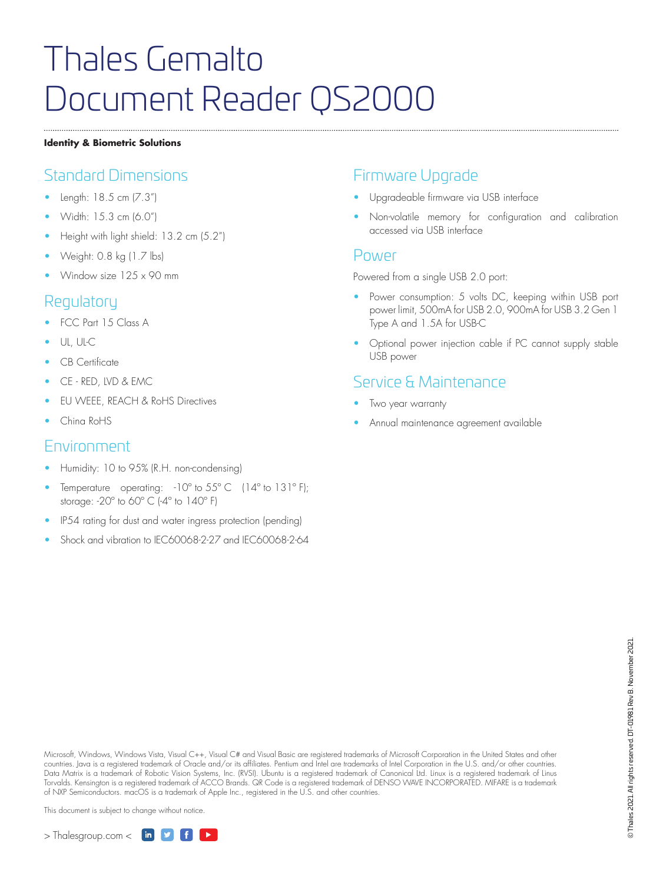# Thales Gemalto Document Reader QS2000

**Identity & Biometric Solutions**

## Standard Dimensions

- Length: 18.5 cm (7.3")
- Width: 15.3 cm (6.0")
- Height with light shield: 13.2 cm (5.2")
- Weight: 0.8 kg (1.7 lbs)
- Window size 125 x 90 mm

## Regulatory

- FCC Part 15 Class A
- UL, UL-C
- CB Certificate
- CE - RED, LVD & EMC
- EU WEEE, REACH & RoHS Directives
- China RoHS

## Environment

- Humidity: 10 to 95% (R.H. non-condensing)
- Temperature operating: -10° to 55° C (14° to 131° F); storage: -20° to 60° C (-4° to 140° F)
- IP54 rating for dust and water ingress protection (pending)
- Shock and vibration to IEC60068-2-27 and IEC60068-2-64

## Firmware Upgrade

- Upgradeable firmware via USB interface
- Non-volatile memory for configuration and calibration accessed via USB interface

## Power

Powered from a single USB 2.0 port:

- Power consumption: 5 volts DC, keeping within USB port power limit, 500mA for USB 2.0, 900mA for USB 3.2 Gen 1 Type A and 1.5A for USB-C
- Optional power injection cable if PC cannot supply stable USB power

## Service & Maintenance

- Two year warranty
- Annual maintenance agreement available

Microsoft, Windows, Windows Vista, Visual C++, Visual C# and Visual Basic are registered trademarks of Microsoft Corporation in the United States and other countries. Java is a registered trademark of Oracle and/or its affiliates. Pentium and Intel are trademarks of Intel Corporation in the U.S. and/or other countries. Data Matrix is a trademark of Robotic Vision Systems, Inc. (RVSI). Ubuntu is a registered trademark of Canonical Ltd. Linux is a registered trademark of Linus Torvalds. Kensington is a registered trademark of ACCO Brands. QR Code is a registered trademark of DENSO WAVE INCORPORATED. MIFARE is a trademark of NXP Semiconductors. macOS is a trademark of Apple Inc., registered in the U.S. and other countries.

This document is subject to change without notice.

> Thalesgroup.com <

© Thales 2021 All rights reserved. DT-01981 Rev B. November 2021.